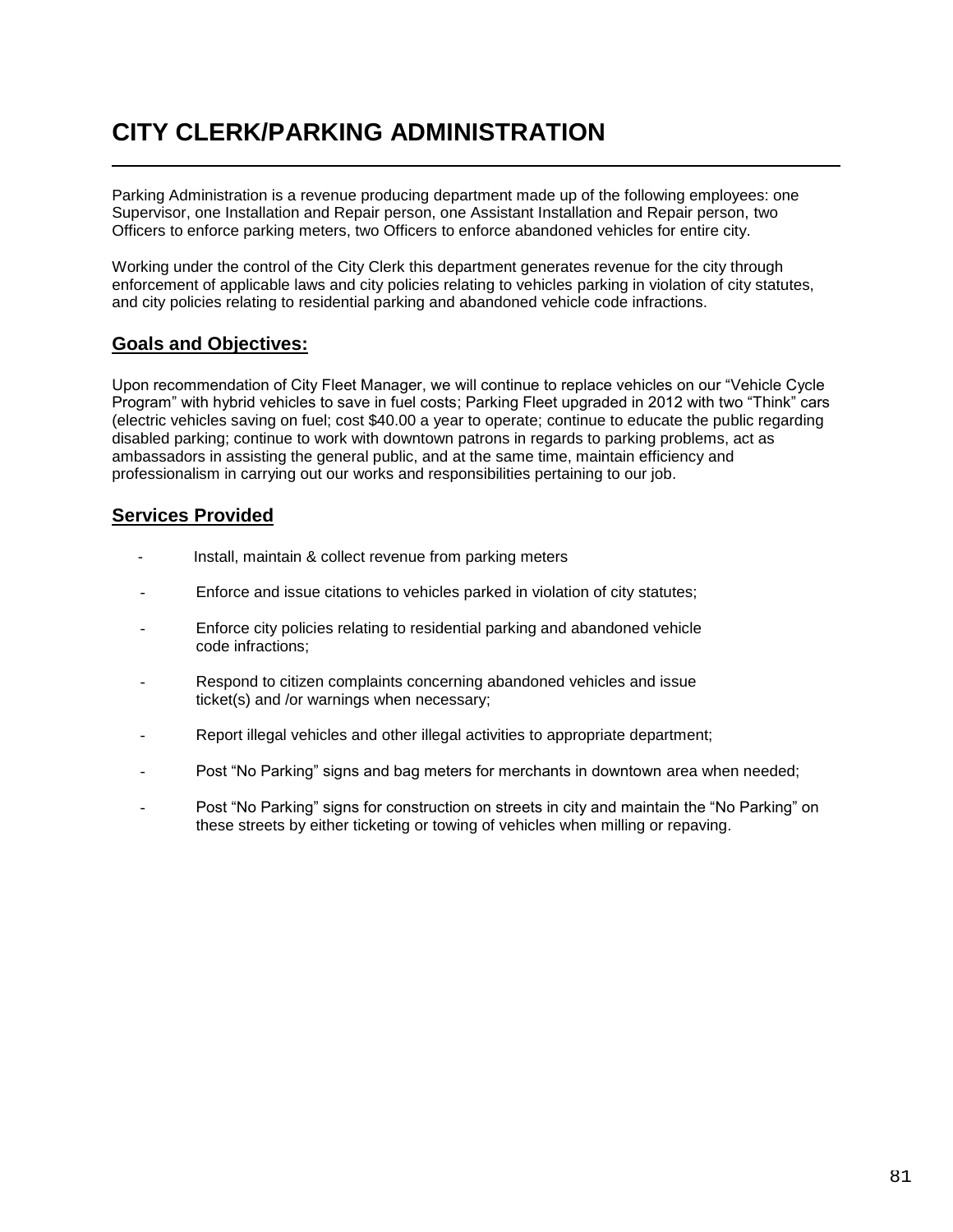# CITY CLERK/PARKING ADMINISTRATION

Parking Administration is a revenue producing department made up of the following employees: one Supervisor, one Installation and Repair person, one Assistant Installation and Repair person, two Officers to enforce parking meters, two Officers to enforce abandoned vehicles for entire city.

Working under the control of the City Clerk this department generates revenue for the city through enforcement of applicable laws and city policies relating to vehicles parking in violation of city statutes, and city policies relating to residential parking and abandoned vehicle code infractions.

## Goals and Objectives:

Upon recommendation of City Fleet Manager, we will continue to replace vehicles on our "Vehicle Cycle Program" with hybrid vehicles to save in fuel costs; Parking Fleet upgraded in 2012 with two "Think" cars (electric vehicles saving on fuel; cost $40.00 a year to operate; continue to educate the public regarding disabled parking; continue to work with downtown patrons in regards to parking problems, act as ambassadors in assisting the general public, and at the same time, maintain efficiency and professionalism in carrying out our works and responsibilities pertaining to our job.

## Services Provided

- Install, maintain & collect revenue from parking meters
- Enforce and issue citations to vehicles parked in violation of city statutes;
- Enforce city policies relating to residential parking and abandoned vehicle code infractions;
- Respond to citizen complaints concerning abandoned vehicles and issue ticket(s) and /or warnings when necessary;
- Report illegal vehicles and other illegal activities to appropriate department;
- Post "No Parking" signs and bag meters for merchants in downtown area when needed;
- Post "No Parking" signs for construction on streets in city and maintain the "No Parking" on these streets by either ticketing or towing of vehicles when milling or repaving.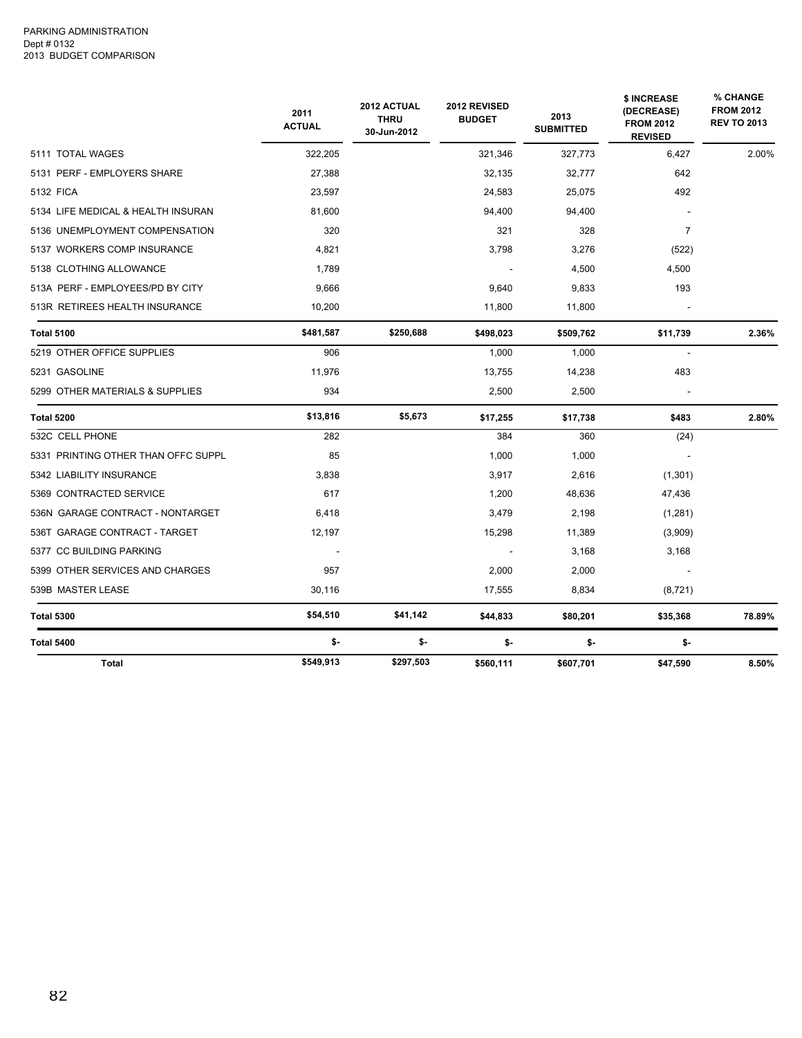PARKING ADMINISTRATION
Dept # 0132
2013 BUDGET COMPARISON

| | 2011 ACTUAL | 2012 ACTUAL THRU 30-Jun-2012 | 2012 REVISED BUDGET | 2013 SUBMITTED | $ INCREASE (DECREASE) FROM 2012 REVISED | % CHANGE FROM 2012 REV TO 2013 |
|---|---|---|---|---|---|---|
| 5111 TOTAL WAGES | 322,205 | | 321,346 | 327,773 | 6,427 | 2.00% |
| 5131 PERF - EMPLOYERS SHARE | 27,388 | | 32,135 | 32,777 | 642 | |
| 5132 FICA | 23,597 | | 24,583 | 25,075 | 492 | |
| 5134 LIFE MEDICAL & HEALTH INSURAN | 81,600 | | 94,400 | 94,400 | - | |
| 5136 UNEMPLOYMENT COMPENSATION | 320 | | 321 | 328 | 7 | |
| 5137 WORKERS COMP INSURANCE | 4,821 | | 3,798 | 3,276 | (522) | |
| 5138 CLOTHING ALLOWANCE | 1,789 | | - | 4,500 | 4,500 | |
| 513A PERF - EMPLOYEES/PD BY CITY | 9,666 | | 9,640 | 9,833 | 193 | |
| 513R RETIREES HEALTH INSURANCE | 10,200 | | 11,800 | 11,800 | - | |
| **Total 5100** | **$481,587** | **$250,688** | **$498,023** | **$509,762** | **$11,739** | **2.36%** |
| 5219 OTHER OFFICE SUPPLIES | 906 | | 1,000 | 1,000 | - | |
| 5231 GASOLINE | 11,976 | | 13,755 | 14,238 | 483 | |
| 5299 OTHER MATERIALS & SUPPLIES | 934 | | 2,500 | 2,500 | - | |
| **Total 5200** | **$13,816** | **$5,673** | **$17,255** | **$17,738** | **$483** | **2.80%** |
| 532C CELL PHONE | 282 | | 384 | 360 | (24) | |
| 5331 PRINTING OTHER THAN OFFC SUPPL | 85 | | 1,000 | 1,000 | - | |
| 5342 LIABILITY INSURANCE | 3,838 | | 3,917 | 2,616 | (1,301) | |
| 5369 CONTRACTED SERVICE | 617 | | 1,200 | 48,636 | 47,436 | |
| 536N GARAGE CONTRACT - NONTARGET | 6,418 | | 3,479 | 2,198 | (1,281) | |
| 536T GARAGE CONTRACT - TARGET | 12,197 | | 15,298 | 11,389 | (3,909) | |
| 5377 CC BUILDING PARKING | - | | - | 3,168 | 3,168 | |
| 5399 OTHER SERVICES AND CHARGES | 957 | | 2,000 | 2,000 | - | |
| 539B MASTER LEASE | 30,116 | | 17,555 | 8,834 | (8,721) | |
| **Total 5300** | **$54,510** | **$41,142** | **$44,833** | **$80,201** | **$35,368** | **78.89%** |
| **Total 5400** | **$-** | **$-** | **$-** | **$-** | **$-** | |
| **Total** | **$549,913** | **$297,503** | **$560,111** | **$607,701** | **$47,590** | **8.50%** |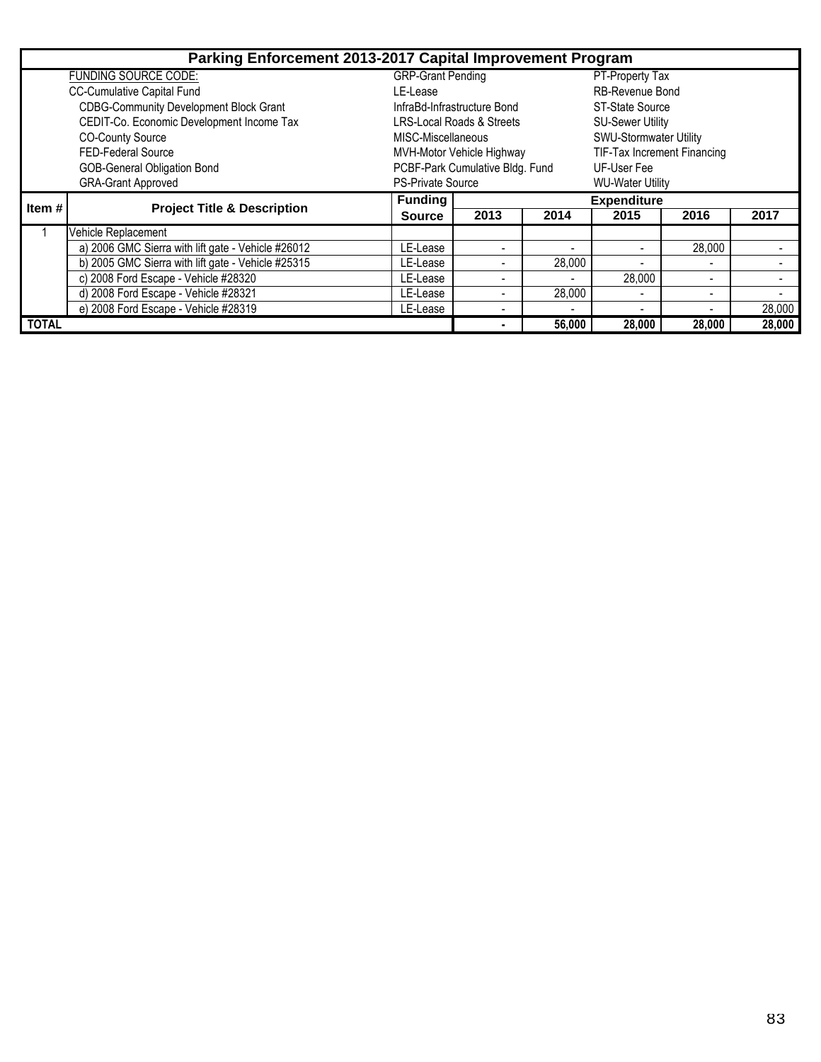# Parking Enforcement 2013-2017 Capital Improvement Program

FUNDING SOURCE CODE:

| | | |
|---|---|---|
| CC-Cumulative Capital Fund | GRP-Grant Pending | PT-Property Tax |
| CDBG-Community Development Block Grant | LE-Lease | RB-Revenue Bond |
| CEDIT-Co. Economic Development Income Tax | InfraBd-Infrastructure Bond | ST-State Source |
| CO-County Source | LRS-Local Roads & Streets | SU-Sewer Utility |
| FED-Federal Source | MISC-Miscellaneous | SWU-Stormwater Utility |
| GOB-General Obligation Bond | MVH-Motor Vehicle Highway | TIF-Tax Increment Financing |
| GRA-Grant Approved | PCBF-Park Cumulative Bldg. Fund | UF-User Fee |
| | PS-Private Source | WU-Water Utility |

| Item # | Project Title & Description | Funding Source | Expenditure | | | | |
|---|---|---|---|---|---|---|---|
| | | | 2013 | 2014 | 2015 | 2016 | 2017 |
| 1 | Vehicle Replacement | | | | | | |
| | a) 2006 GMC Sierra with lift gate - Vehicle #26012 | LE-Lease | - | - | - | 28,000 | - |
| | b) 2005 GMC Sierra with lift gate - Vehicle #25315 | LE-Lease | - | 28,000 | - | - | - |
| | c) 2008 Ford Escape - Vehicle #28320 | LE-Lease | - | - | 28,000 | - | - |
| | d) 2008 Ford Escape - Vehicle #28321 | LE-Lease | - | 28,000 | - | - | - |
| | e) 2008 Ford Escape - Vehicle #28319 | LE-Lease | - | - | - | - | 28,000 |
| **TOTAL** | | | **-** | **56,000** | **28,000** | **28,000** | **28,000** |